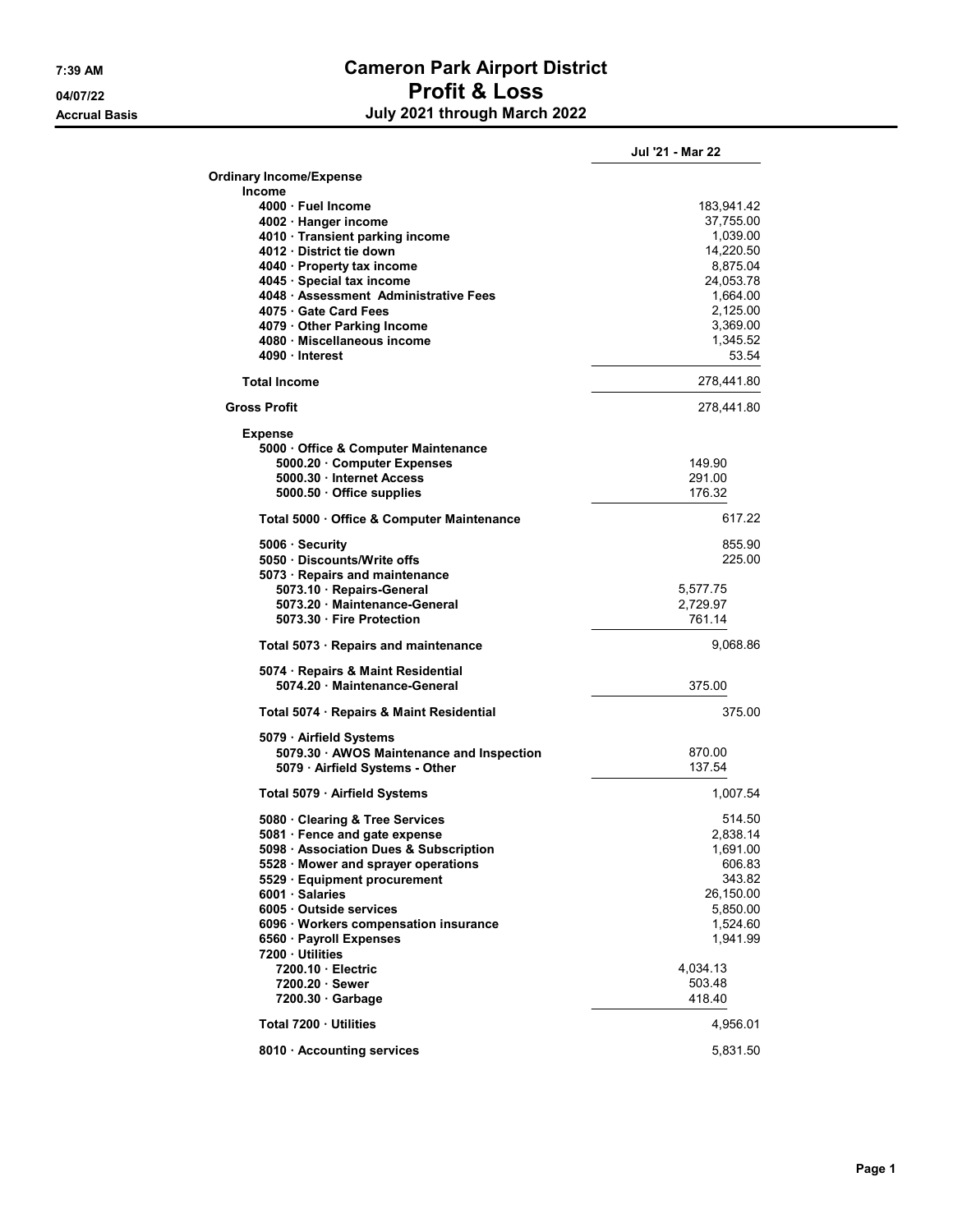# Cameron Park Airport District

## Profit & Loss

### July 2021 through March 2022

7:39 AM
04/07/22
Accrual Basis

| | | Jul '21 - Mar 22 |
|---|---|---|
| **Ordinary Income/Expense** | | |
| **Income** | | |
| 4000 · Fuel Income | | 183,941.42 |
| 4002 · Hanger income | | 37,755.00 |
| 4010 · Transient parking income | | 1,039.00 |
| 4012 · District tie down | | 14,220.50 |
| 4040 · Property tax income | | 8,875.04 |
| 4045 · Special tax income | | 24,053.78 |
| 4048 · Assessment Administrative Fees | | 1,664.00 |
| 4075 · Gate Card Fees | | 2,125.00 |
| 4079 · Other Parking Income | | 3,369.00 |
| 4080 · Miscellaneous income | | 1,345.52 |
| 4090 · Interest | | 53.54 |
| **Total Income** | | 278,441.80 |
| **Gross Profit** | | 278,441.80 |
| **Expense** | | |
| 5000 · Office & Computer Maintenance | | |
| 5000.20 · Computer Expenses | 149.90 | |
| 5000.30 · Internet Access | 291.00 | |
| 5000.50 · Office supplies | 176.32 | |
| Total 5000 · Office & Computer Maintenance | | 617.22 |
| 5006 · Security | | 855.90 |
| 5050 · Discounts/Write offs | | 225.00 |
| 5073 · Repairs and maintenance | | |
| 5073.10 · Repairs-General | 5,577.75 | |
| 5073.20 · Maintenance-General | 2,729.97 | |
| 5073.30 · Fire Protection | 761.14 | |
| Total 5073 · Repairs and maintenance | | 9,068.86 |
| 5074 · Repairs & Maint Residential | | |
| 5074.20 · Maintenance-General | 375.00 | |
| Total 5074 · Repairs & Maint Residential | | 375.00 |
| 5079 · Airfield Systems | | |
| 5079.30 · AWOS Maintenance and Inspection | 870.00 | |
| 5079 · Airfield Systems - Other | 137.54 | |
| Total 5079 · Airfield Systems | | 1,007.54 |
| 5080 · Clearing & Tree Services | | 514.50 |
| 5081 · Fence and gate expense | | 2,838.14 |
| 5098 · Association Dues & Subscription | | 1,691.00 |
| 5528 · Mower and sprayer operations | | 606.83 |
| 5529 · Equipment procurement | | 343.82 |
| 6001 · Salaries | | 26,150.00 |
| 6005 · Outside services | | 5,850.00 |
| 6096 · Workers compensation insurance | | 1,524.60 |
| 6560 · Payroll Expenses | | 1,941.99 |
| 7200 · Utilities | | |
| 7200.10 · Electric | 4,034.13 | |
| 7200.20 · Sewer | 503.48 | |
| 7200.30 · Garbage | 418.40 | |
| Total 7200 · Utilities | | 4,956.01 |
| 8010 · Accounting services | | 5,831.50 |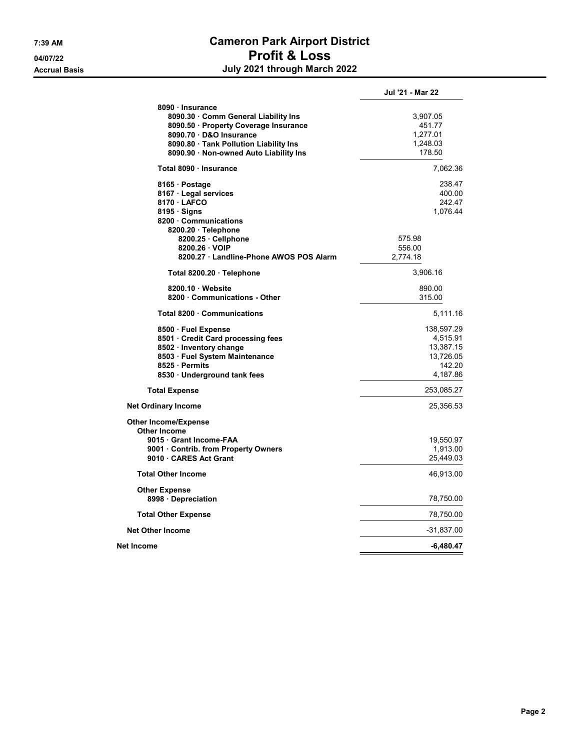# Cameron Park Airport District
## Profit & Loss
### July 2021 through March 2022

7:39 AM
04/07/22
Accrual Basis

| | | Jul '21 - Mar 22 |
|---|---|---|
| 8090 · Insurance | | |
| 8090.30 · Comm General Liability Ins | 3,907.05 | |
| 8090.50 · Property Coverage Insurance | 451.77 | |
| 8090.70 · D&O Insurance | 1,277.01 | |
| 8090.80 · Tank Pollution Liability Ins | 1,248.03 | |
| 8090.90 · Non-owned Auto Liability Ins | 178.50 | |
| Total 8090 · Insurance | | 7,062.36 |
| 8165 · Postage | | 238.47 |
| 8167 · Legal services | | 400.00 |
| 8170 · LAFCO | | 242.47 |
| 8195 · Signs | | 1,076.44 |
| 8200 · Communications | | |
| 8200.20 · Telephone | | |
| 8200.25 · Cellphone | 575.98 | |
| 8200.26 · VOIP | 556.00 | |
| 8200.27 · Landline-Phone AWOS POS Alarm | 2,774.18 | |
| Total 8200.20 · Telephone | 3,906.16 | |
| 8200.10 · Website | 890.00 | |
| 8200 · Communications - Other | 315.00 | |
| Total 8200 · Communications | | 5,111.16 |
| 8500 · Fuel Expense | | 138,597.29 |
| 8501 · Credit Card processing fees | | 4,515.91 |
| 8502 · Inventory change | | 13,387.15 |
| 8503 · Fuel System Maintenance | | 13,726.05 |
| 8525 · Permits | | 142.20 |
| 8530 · Underground tank fees | | 4,187.86 |
| **Total Expense** | | 253,085.27 |
| **Net Ordinary Income** | | 25,356.53 |
| **Other Income/Expense** | | |
| **Other Income** | | |
| 9015 · Grant Income-FAA | | 19,550.97 |
| 9001 · Contrib. from Property Owners | | 1,913.00 |
| 9010 · CARES Act Grant | | 25,449.03 |
| **Total Other Income** | | 46,913.00 |
| **Other Expense** | | |
| 8998 · Depreciation | | 78,750.00 |
| **Total Other Expense** | | 78,750.00 |
| **Net Other Income** | | -31,837.00 |
| **Net Income** | | **-6,480.47** |